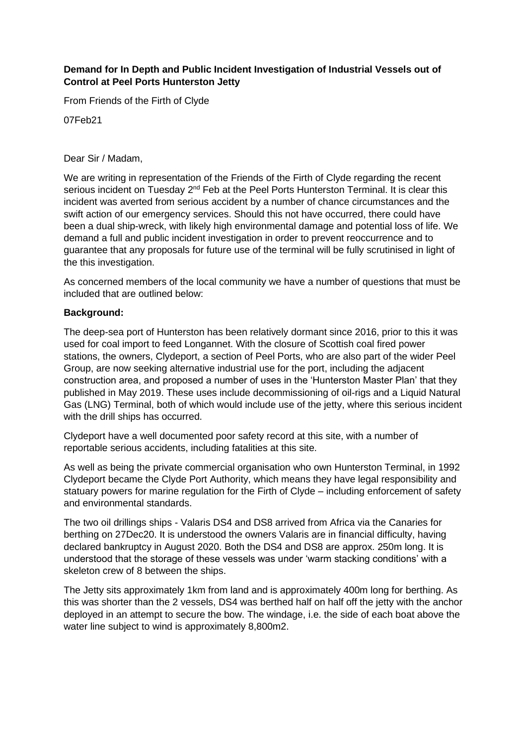**Demand for In Depth and Public Incident Investigation of Industrial Vessels out of Control at Peel Ports Hunterston Jetty**

From Friends of the Firth of Clyde

07Feb21

Dear Sir / Madam,

We are writing in representation of the Friends of the Firth of Clyde regarding the recent serious incident on Tuesday 2nd Feb at the Peel Ports Hunterston Terminal. It is clear this incident was averted from serious accident by a number of chance circumstances and the swift action of our emergency services. Should this not have occurred, there could have been a dual ship-wreck, with likely high environmental damage and potential loss of life. We demand a full and public incident investigation in order to prevent reoccurrence and to guarantee that any proposals for future use of the terminal will be fully scrutinised in light of the this investigation.

As concerned members of the local community we have a number of questions that must be included that are outlined below:

**Background:**

The deep-sea port of Hunterston has been relatively dormant since 2016, prior to this it was used for coal import to feed Longannet. With the closure of Scottish coal fired power stations, the owners, Clydeport, a section of Peel Ports, who are also part of the wider Peel Group, are now seeking alternative industrial use for the port, including the adjacent construction area, and proposed a number of uses in the 'Hunterston Master Plan' that they published in May 2019. These uses include decommissioning of oil-rigs and a Liquid Natural Gas (LNG) Terminal, both of which would include use of the jetty, where this serious incident with the drill ships has occurred.

Clydeport have a well documented poor safety record at this site, with a number of reportable serious accidents, including fatalities at this site.

As well as being the private commercial organisation who own Hunterston Terminal, in 1992 Clydeport became the Clyde Port Authority, which means they have legal responsibility and statuary powers for marine regulation for the Firth of Clyde – including enforcement of safety and environmental standards.

The two oil drillings ships - Valaris DS4 and DS8 arrived from Africa via the Canaries for berthing on 27Dec20. It is understood the owners Valaris are in financial difficulty, having declared bankruptcy in August 2020. Both the DS4 and DS8 are approx. 250m long. It is understood that the storage of these vessels was under 'warm stacking conditions' with a skeleton crew of 8 between the ships.

The Jetty sits approximately 1km from land and is approximately 400m long for berthing. As this was shorter than the 2 vessels, DS4 was berthed half on half off the jetty with the anchor deployed in an attempt to secure the bow. The windage, i.e. the side of each boat above the water line subject to wind is approximately 8,800m2.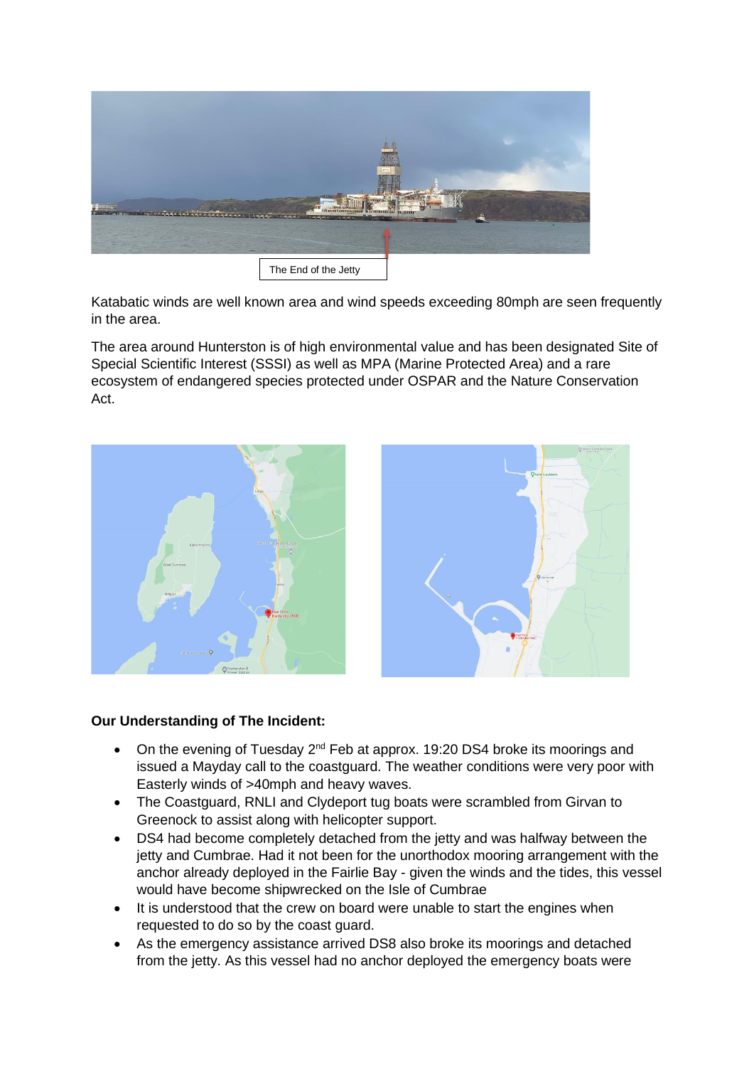The End of the Jetty

Katabatic winds are well known area and wind speeds exceeding 80mph are seen frequently in the area.

The area around Hunterston is of high environmental value and has been designated Site of Special Scientific Interest (SSSI) as well as MPA (Marine Protected Area) and a rare ecosystem of endangered species protected under OSPAR and the Nature Conservation Act.

**Our Understanding of The Incident:**

- On the evening of Tuesday 2nd Feb at approx. 19:20 DS4 broke its moorings and issued a Mayday call to the coastguard. The weather conditions were very poor with Easterly winds of >40mph and heavy waves.
- The Coastguard, RNLI and Clydeport tug boats were scrambled from Girvan to Greenock to assist along with helicopter support.
- DS4 had become completely detached from the jetty and was halfway between the jetty and Cumbrae. Had it not been for the unorthodox mooring arrangement with the anchor already deployed in the Fairlie Bay - given the winds and the tides, this vessel would have become shipwrecked on the Isle of Cumbrae
- It is understood that the crew on board were unable to start the engines when requested to do so by the coast guard.
- As the emergency assistance arrived DS8 also broke its moorings and detached from the jetty. As this vessel had no anchor deployed the emergency boats were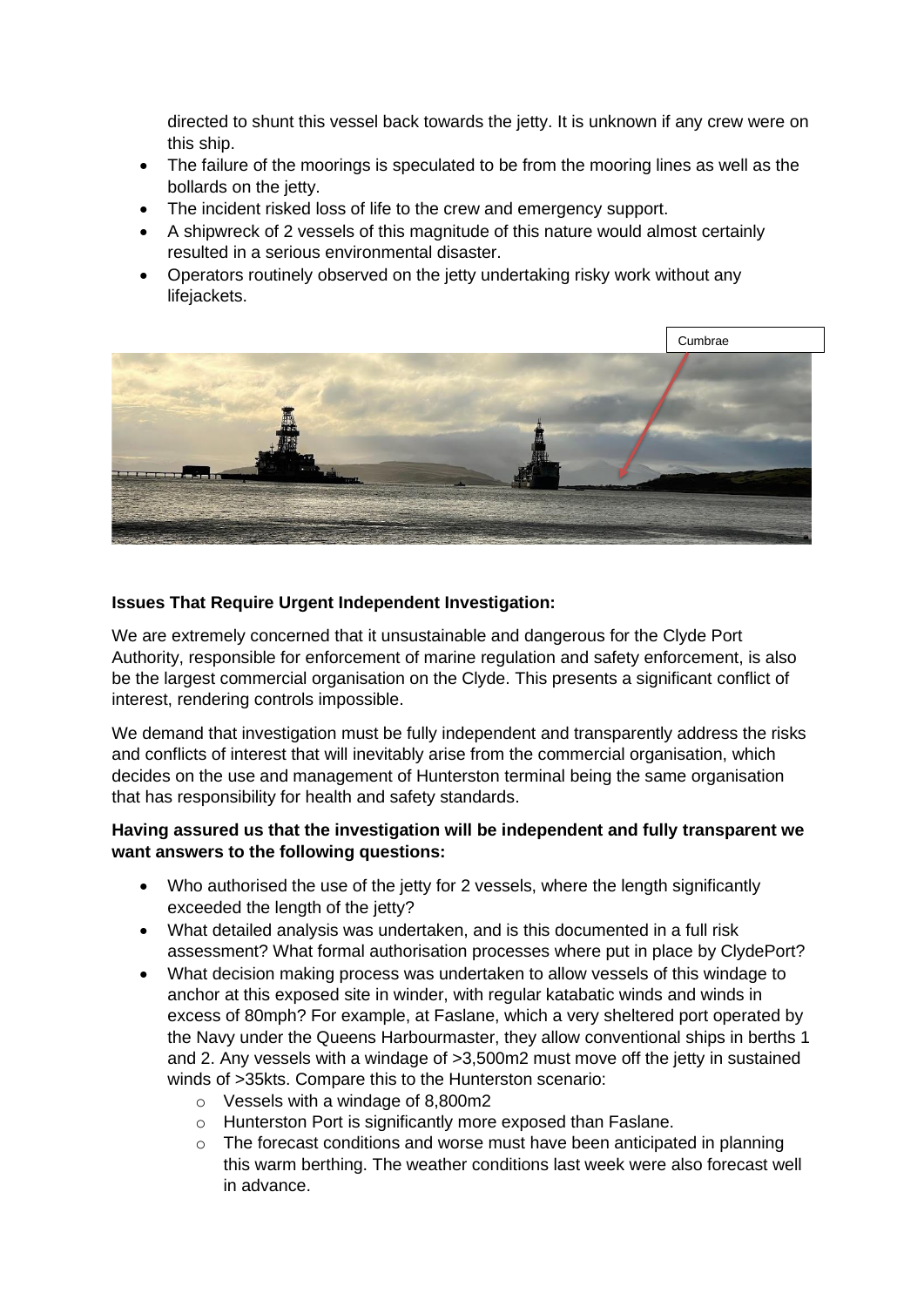directed to shunt this vessel back towards the jetty. It is unknown if any crew were on this ship.

- The failure of the moorings is speculated to be from the mooring lines as well as the bollards on the jetty.
- The incident risked loss of life to the crew and emergency support.
- A shipwreck of 2 vessels of this magnitude of this nature would almost certainly resulted in a serious environmental disaster.
- Operators routinely observed on the jetty undertaking risky work without any lifejackets.

Cumbrae

**Issues That Require Urgent Independent Investigation:**

We are extremely concerned that it unsustainable and dangerous for the Clyde Port Authority, responsible for enforcement of marine regulation and safety enforcement, is also be the largest commercial organisation on the Clyde. This presents a significant conflict of interest, rendering controls impossible.

We demand that investigation must be fully independent and transparently address the risks and conflicts of interest that will inevitably arise from the commercial organisation, which decides on the use and management of Hunterston terminal being the same organisation that has responsibility for health and safety standards.

**Having assured us that the investigation will be independent and fully transparent we want answers to the following questions:**

- Who authorised the use of the jetty for 2 vessels, where the length significantly exceeded the length of the jetty?
- What detailed analysis was undertaken, and is this documented in a full risk assessment? What formal authorisation processes where put in place by ClydePort?
- What decision making process was undertaken to allow vessels of this windage to anchor at this exposed site in winder, with regular katabatic winds and winds in excess of 80mph? For example, at Faslane, which a very sheltered port operated by the Navy under the Queens Harbourmaster, they allow conventional ships in berths 1 and 2. Any vessels with a windage of >3,500m2 must move off the jetty in sustained winds of >35kts. Compare this to the Hunterston scenario:
    - Vessels with a windage of 8,800m2
    - Hunterston Port is significantly more exposed than Faslane.
    - The forecast conditions and worse must have been anticipated in planning this warm berthing. The weather conditions last week were also forecast well in advance.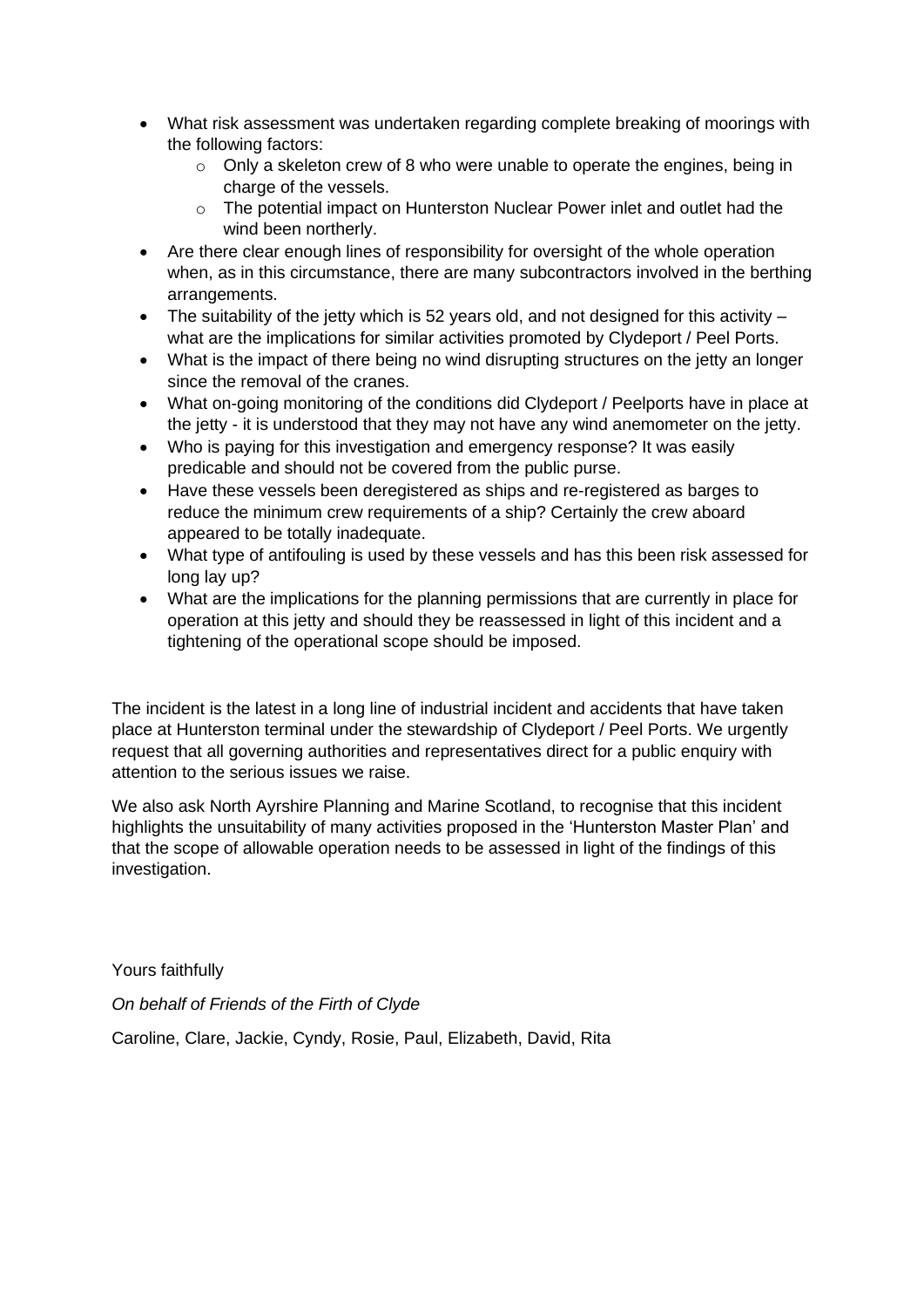- What risk assessment was undertaken regarding complete breaking of moorings with the following factors:
    - Only a skeleton crew of 8 who were unable to operate the engines, being in charge of the vessels.
    - The potential impact on Hunterston Nuclear Power inlet and outlet had the wind been northerly.
- Are there clear enough lines of responsibility for oversight of the whole operation when, as in this circumstance, there are many subcontractors involved in the berthing arrangements.
- The suitability of the jetty which is 52 years old, and not designed for this activity – what are the implications for similar activities promoted by Clydeport / Peel Ports.
- What is the impact of there being no wind disrupting structures on the jetty an longer since the removal of the cranes.
- What on-going monitoring of the conditions did Clydeport / Peelports have in place at the jetty - it is understood that they may not have any wind anemometer on the jetty.
- Who is paying for this investigation and emergency response? It was easily predicable and should not be covered from the public purse.
- Have these vessels been deregistered as ships and re-registered as barges to reduce the minimum crew requirements of a ship? Certainly the crew aboard appeared to be totally inadequate.
- What type of antifouling is used by these vessels and has this been risk assessed for long lay up?
- What are the implications for the planning permissions that are currently in place for operation at this jetty and should they be reassessed in light of this incident and a tightening of the operational scope should be imposed.

The incident is the latest in a long line of industrial incident and accidents that have taken place at Hunterston terminal under the stewardship of Clydeport / Peel Ports. We urgently request that all governing authorities and representatives direct for a public enquiry with attention to the serious issues we raise.

We also ask North Ayrshire Planning and Marine Scotland, to recognise that this incident highlights the unsuitability of many activities proposed in the 'Hunterston Master Plan' and that the scope of allowable operation needs to be assessed in light of the findings of this investigation.

Yours faithfully

*On behalf of Friends of the Firth of Clyde*

Caroline, Clare, Jackie, Cyndy, Rosie, Paul, Elizabeth, David, Rita